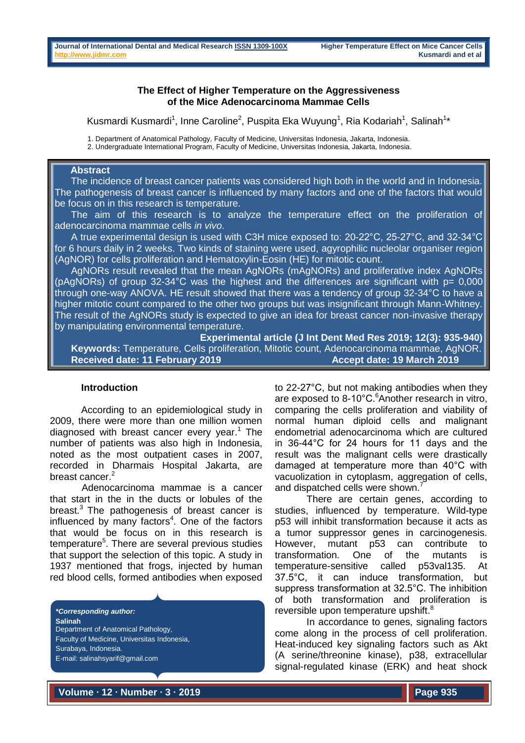# The Effect of Higher Temperature on the Aggressiveness of the Mice Adenocarcinoma Mammae Cells

Kusmardi Kusmardi[1], Inne Caroline[2], Puspita Eka Wuyung[1], Ria Kodariah[1], Salinah[1]*

1. Department of Anatomical Pathology, Faculty of Medicine, Universitas Indonesia, Jakarta, Indonesia.
2. Undergraduate International Program, Faculty of Medicine, Universitas Indonesia, Jakarta, Indonesia.

## Abstract

The incidence of breast cancer patients was considered high both in the world and in Indonesia. The pathogenesis of breast cancer is influenced by many factors and one of the factors that would be focus on in this research is temperature.

The aim of this research is to analyze the temperature effect on the proliferation of adenocarcinoma mammae cells *in vivo*.

A true experimental design is used with C3H mice exposed to: 20-22°C, 25-27°C, and 32-34°C for 6 hours daily in 2 weeks. Two kinds of staining were used, agyrophilic nucleolar organiser region (AgNOR) for cells proliferation and Hematoxylin-Eosin (HE) for mitotic count.

AgNORs result revealed that the mean AgNORs (mAgNORs) and proliferative index AgNORs (pAgNORs) of group 32-34°C was the highest and the differences are significant with p= 0,000 through one-way ANOVA. HE result showed that there was a tendency of group 32-34°C to have a higher mitotic count compared to the other two groups but was insignificant through Mann-Whitney. The result of the AgNORs study is expected to give an idea for breast cancer non-invasive therapy by manipulating environmental temperature.

**Experimental article (J Int Dent Med Res 2019; 12(3): 935-940)**

**Keywords:** Temperature, Cells proliferation, Mitotic count, Adenocarcinoma mammae, AgNOR.

**Received date: 11 February 2019** **Accept date: 19 March 2019**

## Introduction

According to an epidemiological study in 2009, there were more than one million women diagnosed with breast cancer every year.[1] The number of patients was also high in Indonesia, noted as the most outpatient cases in 2007, recorded in Dharmais Hospital Jakarta, are breast cancer.[2]

Adenocarcinoma mammae is a cancer that start in the in the ducts or lobules of the breast.[3] The pathogenesis of breast cancer is influenced by many factors[4]. One of the factors that would be focus on in this research is temperature[5]. There are several previous studies that support the selection of this topic. A study in 1937 mentioned that frogs, injected by human red blood cells, formed antibodies when exposed to 22-27°C, but not making antibodies when they are exposed to 8-10°C.[6]Another research in vitro, comparing the cells proliferation and viability of normal human diploid cells and malignant endometrial adenocarcinoma which are cultured in 36-44°C for 24 hours for 11 days and the result was the malignant cells were drastically damaged at temperature more than 40°C with vacuolization in cytoplasm, aggregation of cells, and dispatched cells were shown.[7]

There are certain genes, according to studies, influenced by temperature. Wild-type p53 will inhibit transformation because it acts as a tumor suppressor genes in carcinogenesis. However, mutant p53 can contribute to transformation. One of the mutants is temperature-sensitive called p53val135. At 37.5°C, it can induce transformation, but suppress transformation at 32.5°C. The inhibition of both transformation and proliferation is reversible upon temperature upshift.[8]

In accordance to genes, signaling factors come along in the process of cell proliferation. Heat-induced key signaling factors such as Akt (A serine/threonine kinase), p38, extracellular signal-regulated kinase (ERK) and heat shock

*\*Corresponding author:*
**Salinah**
Department of Anatomical Pathology,
Faculty of Medicine, Universitas Indonesia,
Surabaya, Indonesia.
E-mail: salinahsyarif@gmail.com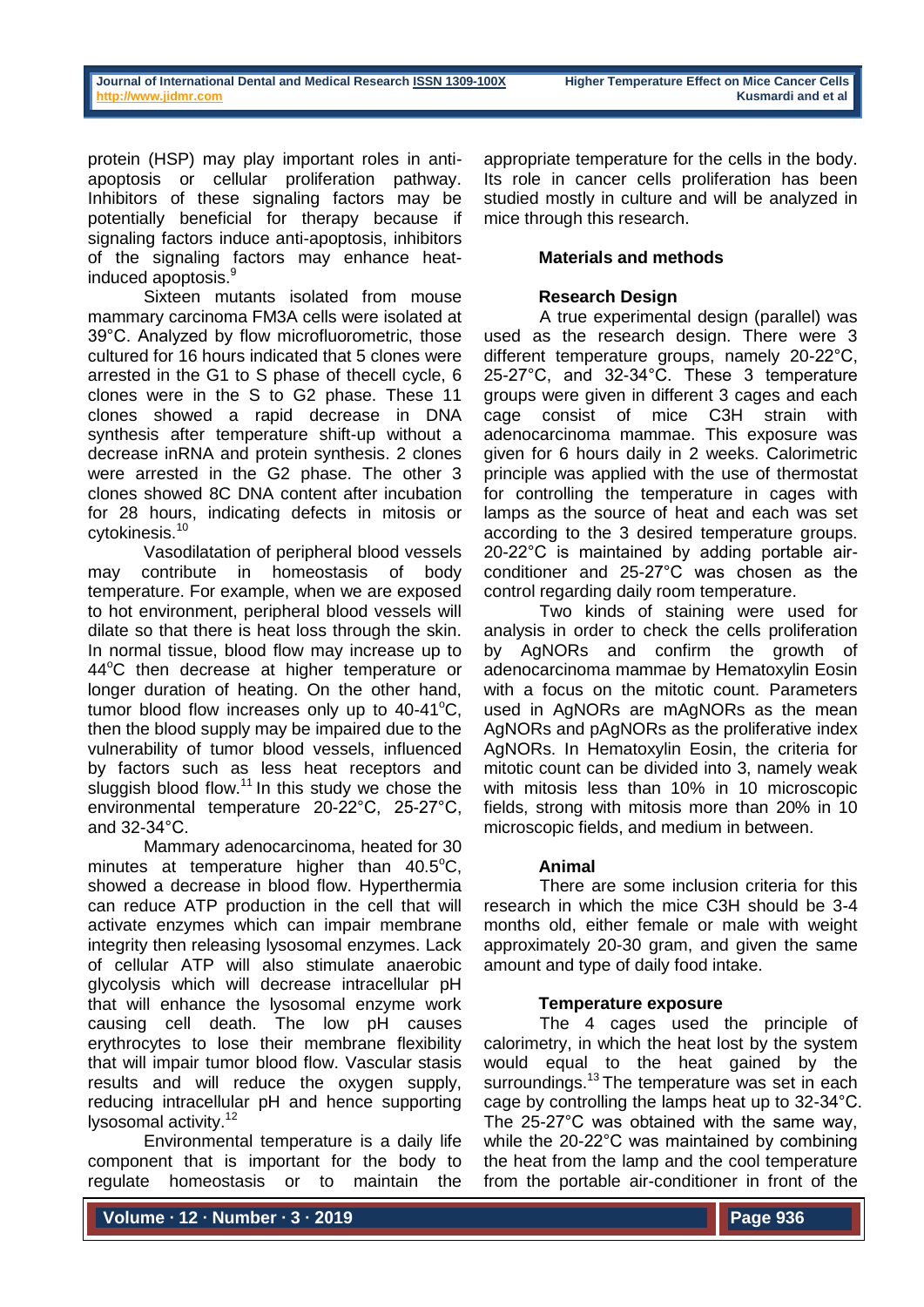protein (HSP) may play important roles in anti-apoptosis or cellular proliferation pathway. Inhibitors of these signaling factors may be potentially beneficial for therapy because if signaling factors induce anti-apoptosis, inhibitors of the signaling factors may enhance heat-induced apoptosis.[9]

Sixteen mutants isolated from mouse mammary carcinoma FM3A cells were isolated at 39°C. Analyzed by flow microfluorometric, those cultured for 16 hours indicated that 5 clones were arrested in the G1 to S phase of thecell cycle, 6 clones were in the S to G2 phase. These 11 clones showed a rapid decrease in DNA synthesis after temperature shift-up without a decrease inRNA and protein synthesis. 2 clones were arrested in the G2 phase. The other 3 clones showed 8C DNA content after incubation for 28 hours, indicating defects in mitosis or cytokinesis.[10]

Vasodilatation of peripheral blood vessels may contribute in homeostasis of body temperature. For example, when we are exposed to hot environment, peripheral blood vessels will dilate so that there is heat loss through the skin. In normal tissue, blood flow may increase up to 44°C then decrease at higher temperature or longer duration of heating. On the other hand, tumor blood flow increases only up to 40-41°C, then the blood supply may be impaired due to the vulnerability of tumor blood vessels, influenced by factors such as less heat receptors and sluggish blood flow.[11] In this study we chose the environmental temperature 20-22°C, 25-27°C, and 32-34°C.

Mammary adenocarcinoma, heated for 30 minutes at temperature higher than 40.5°C, showed a decrease in blood flow. Hyperthermia can reduce ATP production in the cell that will activate enzymes which can impair membrane integrity then releasing lysosomal enzymes. Lack of cellular ATP will also stimulate anaerobic glycolysis which will decrease intracellular pH that will enhance the lysosomal enzyme work causing cell death. The low pH causes erythrocytes to lose their membrane flexibility that will impair tumor blood flow. Vascular stasis results and will reduce the oxygen supply, reducing intracellular pH and hence supporting lysosomal activity.[12]

Environmental temperature is a daily life component that is important for the body to regulate homeostasis or to maintain the appropriate temperature for the cells in the body. Its role in cancer cells proliferation has been studied mostly in culture and will be analyzed in mice through this research.

## Materials and methods

### Research Design

A true experimental design (parallel) was used as the research design. There were 3 different temperature groups, namely 20-22°C, 25-27°C, and 32-34°C. These 3 temperature groups were given in different 3 cages and each cage consist of mice C3H strain with adenocarcinoma mammae. This exposure was given for 6 hours daily in 2 weeks. Calorimetric principle was applied with the use of thermostat for controlling the temperature in cages with lamps as the source of heat and each was set according to the 3 desired temperature groups. 20-22°C is maintained by adding portable air-conditioner and 25-27°C was chosen as the control regarding daily room temperature.

Two kinds of staining were used for analysis in order to check the cells proliferation by AgNORs and confirm the growth of adenocarcinoma mammae by Hematoxylin Eosin with a focus on the mitotic count. Parameters used in AgNORs are mAgNORs as the mean AgNORs and pAgNORs as the proliferative index AgNORs. In Hematoxylin Eosin, the criteria for mitotic count can be divided into 3, namely weak with mitosis less than 10% in 10 microscopic fields, strong with mitosis more than 20% in 10 microscopic fields, and medium in between.

### Animal

There are some inclusion criteria for this research in which the mice C3H should be 3-4 months old, either female or male with weight approximately 20-30 gram, and given the same amount and type of daily food intake.

### Temperature exposure

The 4 cages used the principle of calorimetry, in which the heat lost by the system would equal to the heat gained by the surroundings.[13] The temperature was set in each cage by controlling the lamps heat up to 32-34°C. The 25-27°C was obtained with the same way, while the 20-22°C was maintained by combining the heat from the lamp and the cool temperature from the portable air-conditioner in front of the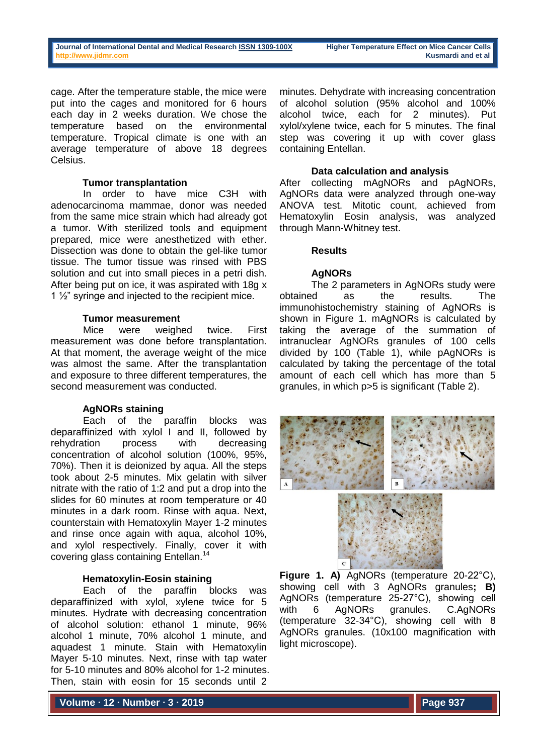cage. After the temperature stable, the mice were put into the cages and monitored for 6 hours each day in 2 weeks duration. We chose the temperature based on the environmental temperature. Tropical climate is one with an average temperature of above 18 degrees Celsius.

### Tumor transplantation

In order to have mice C3H with adenocarcinoma mammae, donor was needed from the same mice strain which had already got a tumor. With sterilized tools and equipment prepared, mice were anesthetized with ether. Dissection was done to obtain the gel-like tumor tissue. The tumor tissue was rinsed with PBS solution and cut into small pieces in a petri dish. After being put on ice, it was aspirated with 18g x 1 ½" syringe and injected to the recipient mice.

### Tumor measurement

Mice were weighed twice. First measurement was done before transplantation. At that moment, the average weight of the mice was almost the same. After the transplantation and exposure to three different temperatures, the second measurement was conducted.

### AgNORs staining

Each of the paraffin blocks was deparaffinized with xylol I and II, followed by rehydration process with decreasing concentration of alcohol solution (100%, 95%, 70%). Then it is deionized by aqua. All the steps took about 2-5 minutes. Mix gelatin with silver nitrate with the ratio of 1:2 and put a drop into the slides for 60 minutes at room temperature or 40 minutes in a dark room. Rinse with aqua. Next, counterstain with Hematoxylin Mayer 1-2 minutes and rinse once again with aqua, alcohol 10%, and xylol respectively. Finally, cover it with covering glass containing Entellan.[14]

### Hematoxylin-Eosin staining

Each of the paraffin blocks was deparaffinized with xylol, xylene twice for 5 minutes. Hydrate with decreasing concentration of alcohol solution: ethanol 1 minute, 96% alcohol 1 minute, 70% alcohol 1 minute, and aquadest 1 minute. Stain with Hematoxylin Mayer 5-10 minutes. Next, rinse with tap water for 5-10 minutes and 80% alcohol for 1-2 minutes. Then, stain with eosin for 15 seconds until 2 minutes. Dehydrate with increasing concentration of alcohol solution (95% alcohol and 100% alcohol twice, each for 2 minutes). Put xylol/xylene twice, each for 5 minutes. The final step was covering it up with cover glass containing Entellan.

### Data calculation and analysis

After collecting mAgNORs and pAgNORs, AgNORs data were analyzed through one-way ANOVA test. Mitotic count, achieved from Hematoxylin Eosin analysis, was analyzed through Mann-Whitney test.

## Results

### AgNORs

The 2 parameters in AgNORs study were obtained as the results. The immunohistochemistry staining of AgNORs is shown in Figure 1. mAgNORs is calculated by taking the average of the summation of intranuclear AgNORs granules of 100 cells divided by 100 (Table 1), while pAgNORs is calculated by taking the percentage of the total amount of each cell which has more than 5 granules, in which p>5 is significant (Table 2).

**Figure 1. A)** AgNORs (temperature 20-22°C), showing cell with 3 AgNORs granules**; B)** AgNORs (temperature 25-27°C), showing cell with 6 AgNORs granules. C.AgNORs (temperature 32-34°C), showing cell with 8 AgNORs granules. (10x100 magnification with light microscope).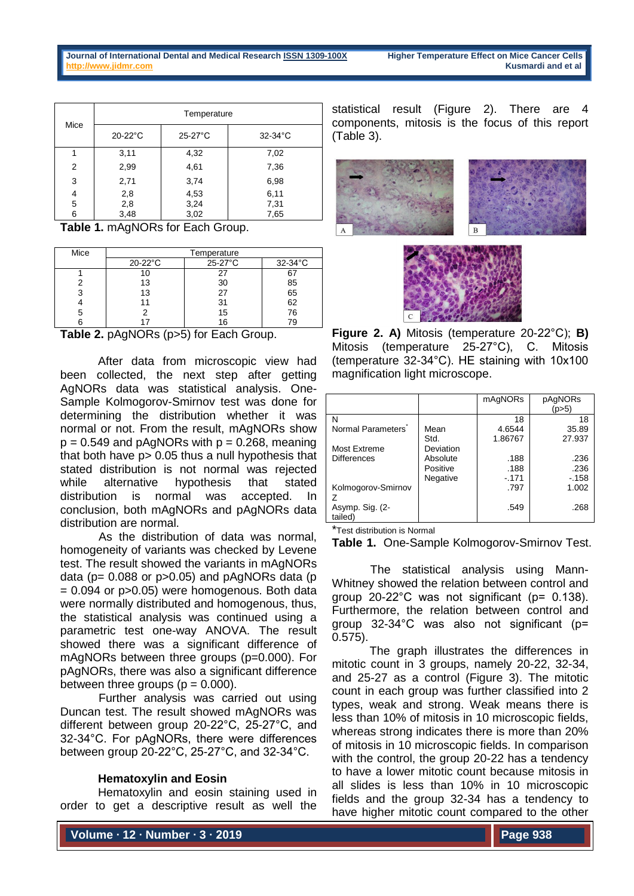| Mice | Temperature | | |
|---|---|---|---|
| | 20-22°C | 25-27°C | 32-34°C |
| 1 | 3,11 | 4,32 | 7,02 |
| 2 | 2,99 | 4,61 | 7,36 |
| 3 | 2,71 | 3,74 | 6,98 |
| 4 | 2,8 | 4,53 | 6,11 |
| 5 | 2,8 | 3,24 | 7,31 |
| 6 | 3,48 | 3,02 | 7,65 |

**Table 1.** mAgNORs for Each Group.

| Mice | Temperature | | |
|---|---|---|---|
| | 20-22°C | 25-27°C | 32-34°C |
| 1 | 10 | 27 | 67 |
| 2 | 13 | 30 | 85 |
| 3 | 13 | 27 | 65 |
| 4 | 11 | 31 | 62 |
| 5 | 2 | 15 | 76 |
| 6 | 17 | 16 | 79 |

**Table 2.** pAgNORs (p>5) for Each Group.

After data from microscopic view had been collected, the next step after getting AgNORs data was statistical analysis. One-Sample Kolmogorov-Smirnov test was done for determining the distribution whether it was normal or not. From the result, mAgNORs show p = 0.549 and pAgNORs with p = 0.268, meaning that both have p> 0.05 thus a null hypothesis that stated distribution is not normal was rejected while alternative hypothesis that stated distribution is normal was accepted. In conclusion, both mAgNORs and pAgNORs data distribution are normal.

As the distribution of data was normal, homogeneity of variants was checked by Levene test. The result showed the variants in mAgNORs data (p= 0.088 or p>0.05) and pAgNORs data (p = 0.094 or p>0.05) were homogenous. Both data were normally distributed and homogenous, thus, the statistical analysis was continued using a parametric test one-way ANOVA. The result showed there was a significant difference of mAgNORs between three groups (p=0.000). For pAgNORs, there was also a significant difference between three groups (p = 0.000).

Further analysis was carried out using Duncan test. The result showed mAgNORs was different between group 20-22°C, 25-27°C, and 32-34°C. For pAgNORs, there were differences between group 20-22°C, 25-27°C, and 32-34°C.

### Hematoxylin and Eosin

Hematoxylin and eosin staining used in order to get a descriptive result as well the statistical result (Figure 2). There are 4 components, mitosis is the focus of this report (Table 3).

**Figure 2. A)** Mitosis (temperature 20-22°C); **B)** Mitosis (temperature 25-27°C), C. Mitosis (temperature 32-34°C). HE staining with 10x100 magnification light microscope.

| | | mAgNORs | pAgNORs (p>5) |
|---|---|---|---|
| N | | 18 | 18 |
| Normal Parameters* | Mean | 4.6544 | 35.89 |
| | Std. Deviation | 1.86767 | 27.937 |
| Most Extreme Differences | Absolute | .188 | .236 |
| | Positive | .188 | .236 |
| | Negative | -.171 | -.158 |
| Kolmogorov-Smirnov Z | | .797 | 1.002 |
| Asymp. Sig. (2-tailed) | | .549 | .268 |

*Test distribution is Normal

**Table 1.** One-Sample Kolmogorov-Smirnov Test.

The statistical analysis using Mann-Whitney showed the relation between control and group 20-22°C was not significant (p= 0.138). Furthermore, the relation between control and group 32-34°C was also not significant (p= 0.575).

The graph illustrates the differences in mitotic count in 3 groups, namely 20-22, 32-34, and 25-27 as a control (Figure 3). The mitotic count in each group was further classified into 2 types, weak and strong. Weak means there is less than 10% of mitosis in 10 microscopic fields, whereas strong indicates there is more than 20% of mitosis in 10 microscopic fields. In comparison with the control, the group 20-22 has a tendency to have a lower mitotic count because mitosis in all slides is less than 10% in 10 microscopic fields and the group 32-34 has a tendency to have higher mitotic count compared to the other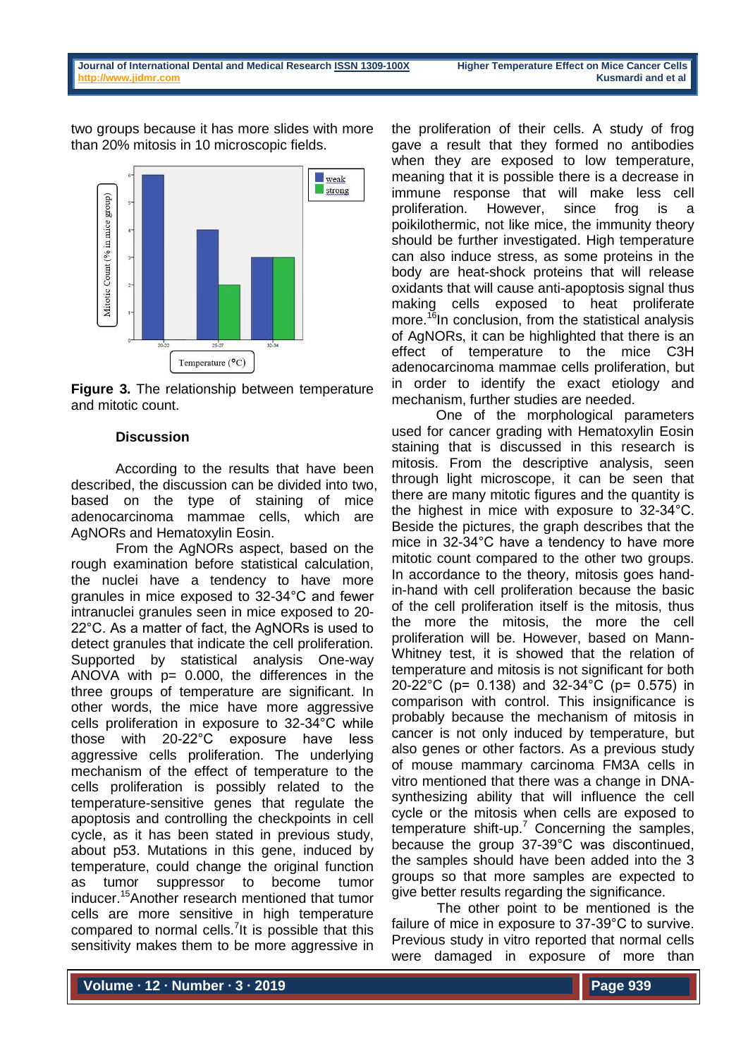two groups because it has more slides with more than 20% mitosis in 10 microscopic fields.

Figure 3. The relationship between temperature and mitotic count.

## Discussion

According to the results that have been described, the discussion can be divided into two, based on the type of staining of mice adenocarcinoma mammae cells, which are AgNORs and Hematoxylin Eosin.

From the AgNORs aspect, based on the rough examination before statistical calculation, the nuclei have a tendency to have more granules in mice exposed to 32-34°C and fewer intranuclei granules seen in mice exposed to 20-22°C. As a matter of fact, the AgNORs is used to detect granules that indicate the cell proliferation. Supported by statistical analysis One-way ANOVA with p= 0.000, the differences in the three groups of temperature are significant. In other words, the mice have more aggressive cells proliferation in exposure to 32-34°C while those with 20-22°C exposure have less aggressive cells proliferation. The underlying mechanism of the effect of temperature to the cells proliferation is possibly related to the temperature-sensitive genes that regulate the apoptosis and controlling the checkpoints in cell cycle, as it has been stated in previous study, about p53. Mutations in this gene, induced by temperature, could change the original function as tumor suppressor to become tumor inducer.[15] Another research mentioned that tumor cells are more sensitive in high temperature compared to normal cells.[7] It is possible that this sensitivity makes them to be more aggressive in the proliferation of their cells. A study of frog gave a result that they formed no antibodies when they are exposed to low temperature, meaning that it is possible there is a decrease in immune response that will make less cell proliferation. However, since frog is a poikilothermic, not like mice, the immunity theory should be further investigated. High temperature can also induce stress, as some proteins in the body are heat-shock proteins that will release oxidants that will cause anti-apoptosis signal thus making cells exposed to heat proliferate more.[16] In conclusion, from the statistical analysis of AgNORs, it can be highlighted that there is an effect of temperature to the mice C3H adenocarcinoma mammae cells proliferation, but in order to identify the exact etiology and mechanism, further studies are needed.

One of the morphological parameters used for cancer grading with Hematoxylin Eosin staining that is discussed in this research is mitosis. From the descriptive analysis, seen through light microscope, it can be seen that there are many mitotic figures and the quantity is the highest in mice with exposure to 32-34°C. Beside the pictures, the graph describes that the mice in 32-34°C have a tendency to have more mitotic count compared to the other two groups. In accordance to the theory, mitosis goes hand-in-hand with cell proliferation because the basic of the cell proliferation itself is the mitosis, thus the more the mitosis, the more the cell proliferation will be. However, based on Mann-Whitney test, it is showed that the relation of temperature and mitosis is not significant for both 20-22°C (p= 0.138) and 32-34°C (p= 0.575) in comparison with control. This insignificance is probably because the mechanism of mitosis in cancer is not only induced by temperature, but also genes or other factors. As a previous study of mouse mammary carcinoma FM3A cells in vitro mentioned that there was a change in DNA-synthesizing ability that will influence the cell cycle or the mitosis when cells are exposed to temperature shift-up.[7] Concerning the samples, because the group 37-39°C was discontinued, the samples should have been added into the 3 groups so that more samples are expected to give better results regarding the significance.

The other point to be mentioned is the failure of mice in exposure to 37-39°C to survive. Previous study in vitro reported that normal cells were damaged in exposure of more than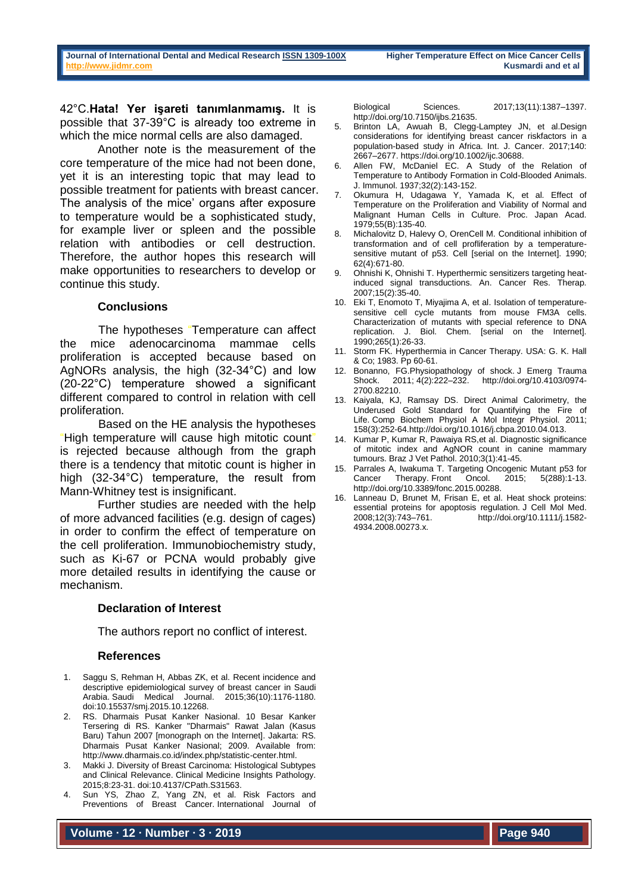42°C.**Hata! Yer işareti tanımlanmamış.** It is possible that 37-39°C is already too extreme in which the mice normal cells are also damaged.

Another note is the measurement of the core temperature of the mice had not been done, yet it is an interesting topic that may lead to possible treatment for patients with breast cancer. The analysis of the mice' organs after exposure to temperature would be a sophisticated study, for example liver or spleen and the possible relation with antibodies or cell destruction. Therefore, the author hopes this research will make opportunities to researchers to develop or continue this study.

## Conclusions

The hypotheses "Temperature can affect the mice adenocarcinoma mammae cells proliferation is accepted because based on AgNORs analysis, the high (32-34°C) and low (20-22°C) temperature showed a significant different compared to control in relation with cell proliferation.

Based on the HE analysis the hypotheses "High temperature will cause high mitotic count" is rejected because although from the graph there is a tendency that mitotic count is higher in high (32-34°C) temperature, the result from Mann-Whitney test is insignificant.

Further studies are needed with the help of more advanced facilities (e.g. design of cages) in order to confirm the effect of temperature on the cell proliferation. Immunobiochemistry study, such as Ki-67 or PCNA would probably give more detailed results in identifying the cause or mechanism.

## Declaration of Interest

The authors report no conflict of interest.

## References

1. Saggu S, Rehman H, Abbas ZK, et al. Recent incidence and descriptive epidemiological survey of breast cancer in Saudi Arabia. Saudi Medical Journal. 2015;36(10):1176-1180. doi:10.15537/smj.2015.10.12268.
2. RS. Dharmais Pusat Kanker Nasional. 10 Besar Kanker Tersering di RS. Kanker "Dharmais" Rawat Jalan (Kasus Baru) Tahun 2007 [monograph on the Internet]. Jakarta: RS. Dharmais Pusat Kanker Nasional; 2009. Available from: http://www.dharmais.co.id/index.php/statistic-center.html.
3. Makki J. Diversity of Breast Carcinoma: Histological Subtypes and Clinical Relevance. Clinical Medicine Insights Pathology. 2015;8:23-31. doi:10.4137/CPath.S31563.
4. Sun YS, Zhao Z, Yang ZN, et al. Risk Factors and Preventions of Breast Cancer. International Journal of Biological Sciences. 2017;13(11):1387–1397. http://doi.org/10.7150/ijbs.21635.
5. Brinton LA, Awuah B, Clegg-Lamptey JN, et al.Design considerations for identifying breast cancer riskfactors in a population-based study in Africa. Int. J. Cancer. 2017;140: 2667–2677. https://doi.org/10.1002/ijc.30688.
6. Allen FW, McDaniel EC. A Study of the Relation of Temperature to Antibody Formation in Cold-Blooded Animals. J. Immunol. 1937;32(2):143-152.
7. Okumura H, Udagawa Y, Yamada K, et al. Effect of Temperature on the Proliferation and Viability of Normal and Malignant Human Cells in Culture. Proc. Japan Acad. 1979;55(B):135-40.
8. Michalovitz D, Halevy O, OrenCell M. Conditional inhibition of transformation and of cell profliferation by a temperature-sensitive mutant of p53. Cell [serial on the Internet]. 1990; 62(4):671-80.
9. Ohnishi K, Ohnishi T. Hyperthermic sensitizers targeting heat-induced signal transductions. An. Cancer Res. Therap. 2007;15(2):35-40.
10. Eki T, Enomoto T, Miyajima A, et al. Isolation of temperature-sensitive cell cycle mutants from mouse FM3A cells. Characterization of mutants with special reference to DNA replication. J. Biol. Chem. [serial on the Internet]. 1990;265(1):26-33.
11. Storm FK. Hyperthermia in Cancer Therapy. USA: G. K. Hall & Co; 1983. Pp 60-61.
12. Bonanno, FG.Physiopathology of shock. J Emerg Trauma Shock. 2011; 4(2):222–232. http://doi.org/10.4103/0974-2700.82210.
13. Kaiyala, KJ, Ramsay DS. Direct Animal Calorimetry, the Underused Gold Standard for Quantifying the Fire of Life. Comp Biochem Physiol A Mol Integr Physiol. 2011; 158(3):252-64.http://doi.org/10.1016/j.cbpa.2010.04.013.
14. Kumar P, Kumar R, Pawaiya RS,et al. Diagnostic significance of mitotic index and AgNOR count in canine mammary tumours. Braz J Vet Pathol. 2010;3(1):41-45.
15. Parrales A, Iwakuma T. Targeting Oncogenic Mutant p53 for Cancer Therapy. Front Oncol. 2015; 5(288):1-13. http://doi.org/10.3389/fonc.2015.00288.
16. Lanneau D, Brunet M, Frisan E, et al. Heat shock proteins: essential proteins for apoptosis regulation. J Cell Mol Med. 2008;12(3):743–761. http://doi.org/10.1111/j.1582-4934.2008.00273.x.